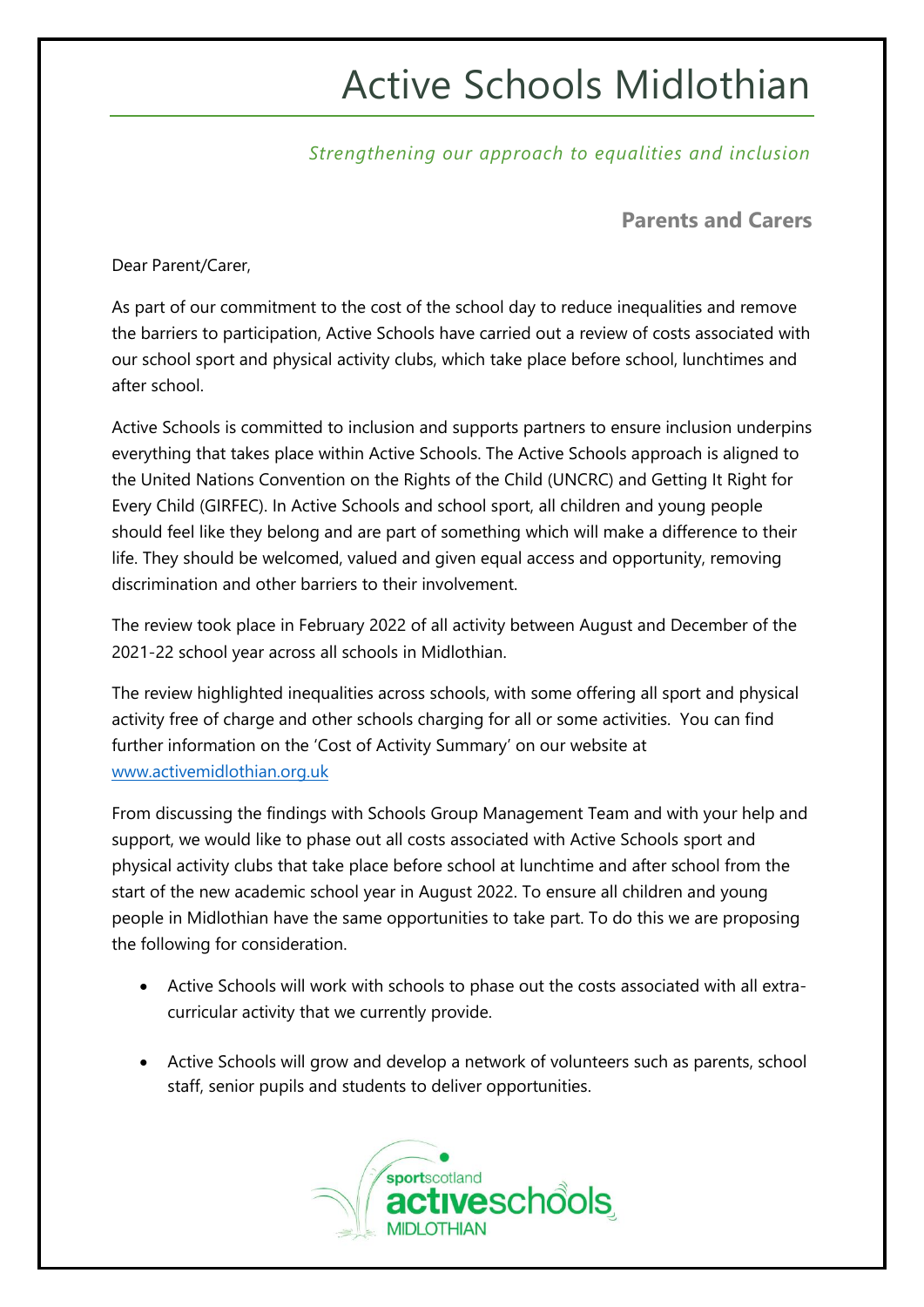# Active Schools Midlothian

*Strengthening our approach to equalities and inclusion*

## Parents and Carers

Dear Parent/Carer,

As part of our commitment to the cost of the school day to reduce inequalities and remove the barriers to participation, Active Schools have carried out a review of costs associated with our school sport and physical activity clubs, which take place before school, lunchtimes and after school.

Active Schools is committed to inclusion and supports partners to ensure inclusion underpins everything that takes place within Active Schools. The Active Schools approach is aligned to the United Nations Convention on the Rights of the Child (UNCRC) and Getting It Right for Every Child (GIRFEC). In Active Schools and school sport, all children and young people should feel like they belong and are part of something which will make a difference to their life. They should be welcomed, valued and given equal access and opportunity, removing discrimination and other barriers to their involvement.

The review took place in February 2022 of all activity between August and December of the 2021-22 school year across all schools in Midlothian.

The review highlighted inequalities across schools, with some offering all sport and physical activity free of charge and other schools charging for all or some activities. You can find further information on the 'Cost of Activity Summary' on our website at [www.activemidlothian.org.uk](http://www.activemidlothian.org.uk)

From discussing the findings with Schools Group Management Team and with your help and support, we would like to phase out all costs associated with Active Schools sport and physical activity clubs that take place before school at lunchtime and after school from the start of the new academic school year in August 2022. To ensure all children and young people in Midlothian have the same opportunities to take part. To do this we are proposing the following for consideration.

- Active Schools will work with schools to phase out the costs associated with all extra-curricular activity that we currently provide.
- Active Schools will grow and develop a network of volunteers such as parents, school staff, senior pupils and students to deliver opportunities.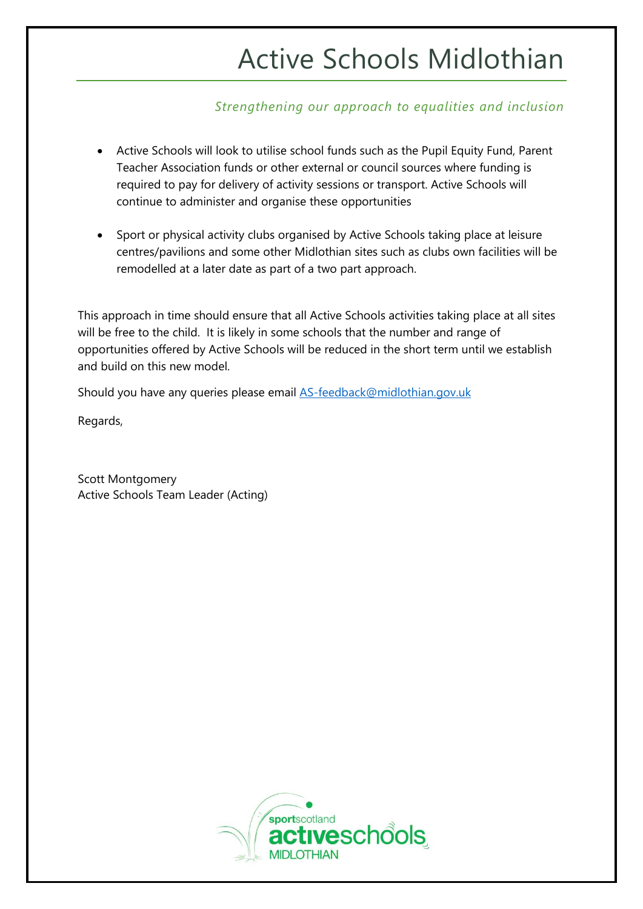# Active Schools Midlothian

*Strengthening our approach to equalities and inclusion*

- Active Schools will look to utilise school funds such as the Pupil Equity Fund, Parent Teacher Association funds or other external or council sources where funding is required to pay for delivery of activity sessions or transport. Active Schools will continue to administer and organise these opportunities

- Sport or physical activity clubs organised by Active Schools taking place at leisure centres/pavilions and some other Midlothian sites such as clubs own facilities will be remodelled at a later date as part of a two part approach.

This approach in time should ensure that all Active Schools activities taking place at all sites will be free to the child. It is likely in some schools that the number and range of opportunities offered by Active Schools will be reduced in the short term until we establish and build on this new model.

Should you have any queries please email AS-feedback@midlothian.gov.uk

Regards,

Scott Montgomery
Active Schools Team Leader (Acting)